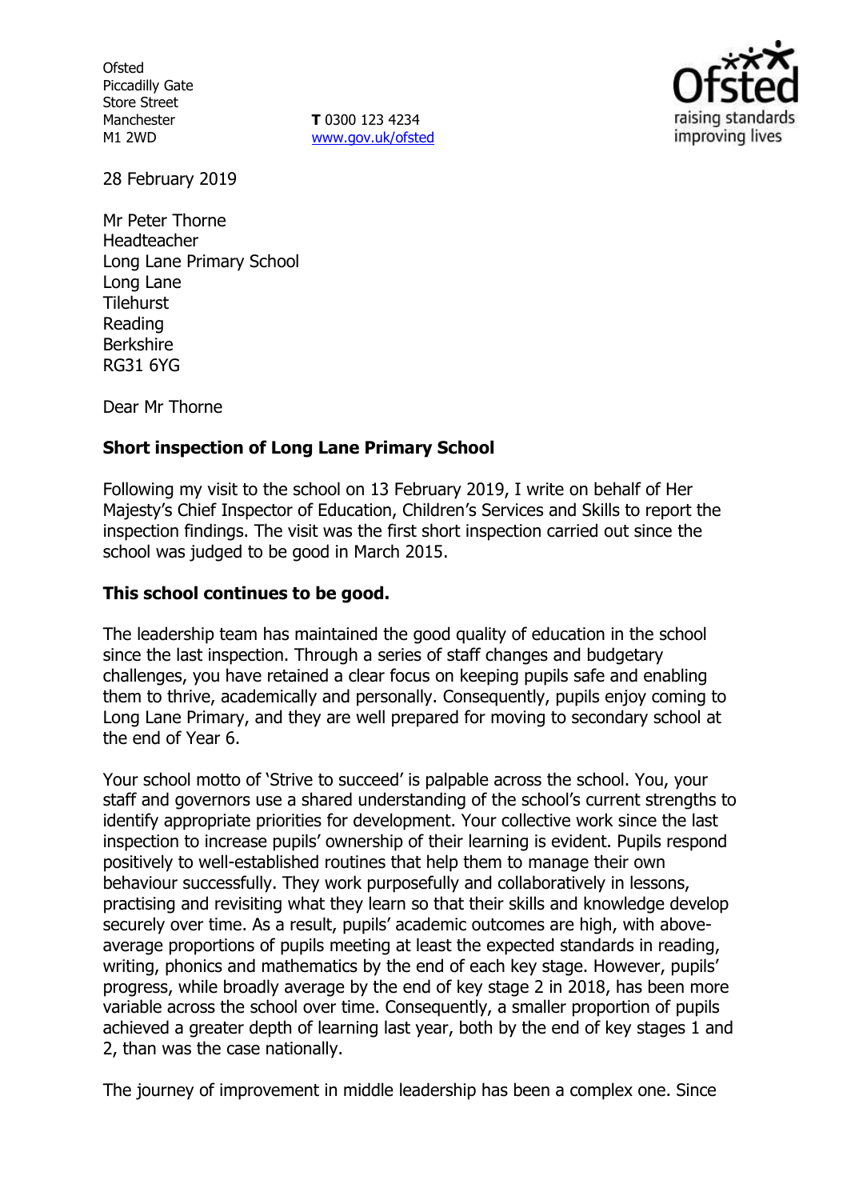Ofsted
Piccadilly Gate
Store Street
Manchester
M1 2WD

**T** 0300 123 4234
www.gov.uk/ofsted

28 February 2019

Mr Peter Thorne
Headteacher
Long Lane Primary School
Long Lane
Tilehurst
Reading
Berkshire
RG31 6YG

Dear Mr Thorne

**Short inspection of Long Lane Primary School**

Following my visit to the school on 13 February 2019, I write on behalf of Her Majesty's Chief Inspector of Education, Children's Services and Skills to report the inspection findings. The visit was the first short inspection carried out since the school was judged to be good in March 2015.

**This school continues to be good.**

The leadership team has maintained the good quality of education in the school since the last inspection. Through a series of staff changes and budgetary challenges, you have retained a clear focus on keeping pupils safe and enabling them to thrive, academically and personally. Consequently, pupils enjoy coming to Long Lane Primary, and they are well prepared for moving to secondary school at the end of Year 6.

Your school motto of 'Strive to succeed' is palpable across the school. You, your staff and governors use a shared understanding of the school's current strengths to identify appropriate priorities for development. Your collective work since the last inspection to increase pupils' ownership of their learning is evident. Pupils respond positively to well-established routines that help them to manage their own behaviour successfully. They work purposefully and collaboratively in lessons, practising and revisiting what they learn so that their skills and knowledge develop securely over time. As a result, pupils' academic outcomes are high, with above-average proportions of pupils meeting at least the expected standards in reading, writing, phonics and mathematics by the end of each key stage. However, pupils' progress, while broadly average by the end of key stage 2 in 2018, has been more variable across the school over time. Consequently, a smaller proportion of pupils achieved a greater depth of learning last year, both by the end of key stages 1 and 2, than was the case nationally.

The journey of improvement in middle leadership has been a complex one. Since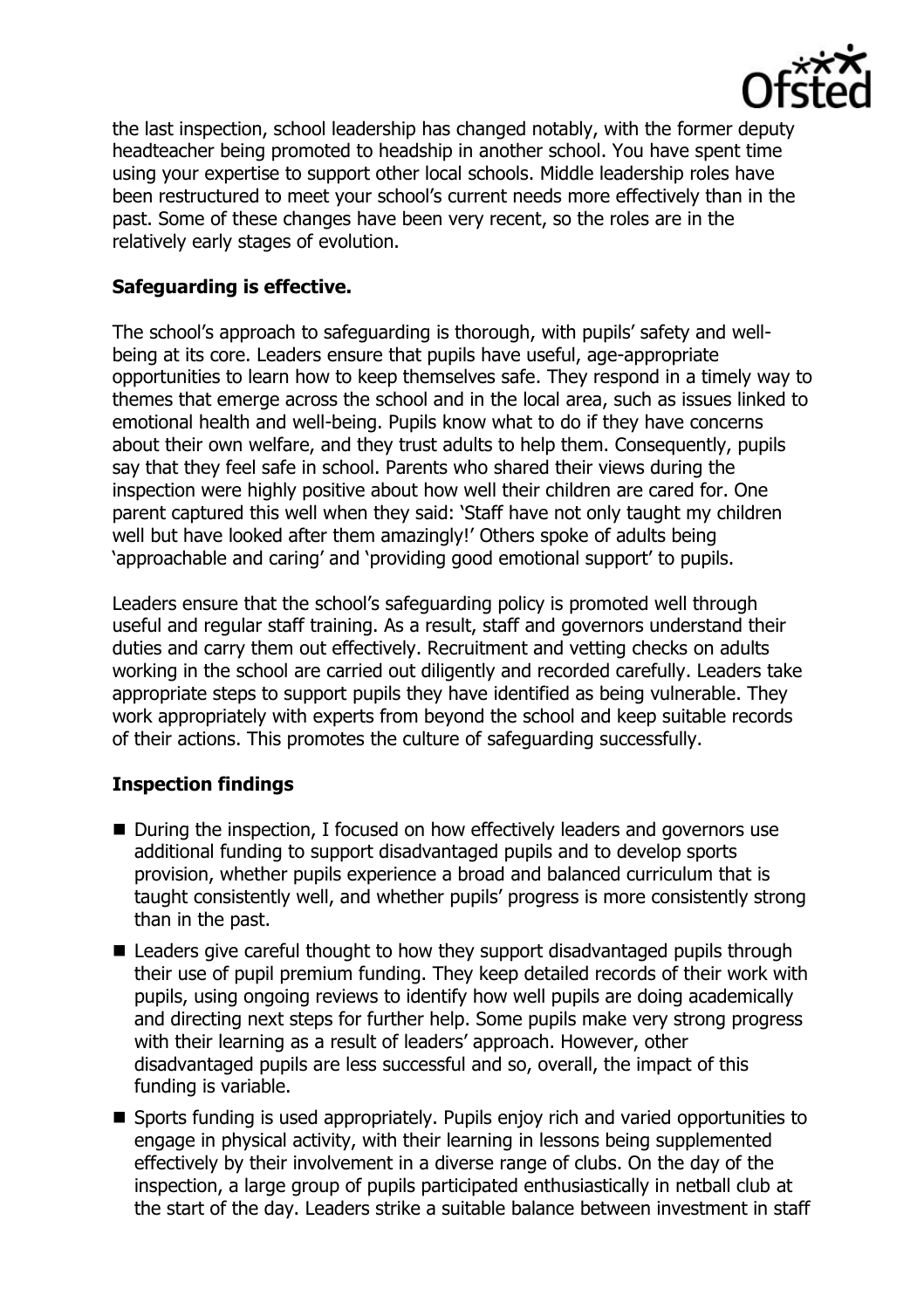the last inspection, school leadership has changed notably, with the former deputy headteacher being promoted to headship in another school. You have spent time using your expertise to support other local schools. Middle leadership roles have been restructured to meet your school's current needs more effectively than in the past. Some of these changes have been very recent, so the roles are in the relatively early stages of evolution.

**Safeguarding is effective.**

The school's approach to safeguarding is thorough, with pupils' safety and well-being at its core. Leaders ensure that pupils have useful, age-appropriate opportunities to learn how to keep themselves safe. They respond in a timely way to themes that emerge across the school and in the local area, such as issues linked to emotional health and well-being. Pupils know what to do if they have concerns about their own welfare, and they trust adults to help them. Consequently, pupils say that they feel safe in school. Parents who shared their views during the inspection were highly positive about how well their children are cared for. One parent captured this well when they said: 'Staff have not only taught my children well but have looked after them amazingly!' Others spoke of adults being 'approachable and caring' and 'providing good emotional support' to pupils.

Leaders ensure that the school's safeguarding policy is promoted well through useful and regular staff training. As a result, staff and governors understand their duties and carry them out effectively. Recruitment and vetting checks on adults working in the school are carried out diligently and recorded carefully. Leaders take appropriate steps to support pupils they have identified as being vulnerable. They work appropriately with experts from beyond the school and keep suitable records of their actions. This promotes the culture of safeguarding successfully.

**Inspection findings**

- During the inspection, I focused on how effectively leaders and governors use additional funding to support disadvantaged pupils and to develop sports provision, whether pupils experience a broad and balanced curriculum that is taught consistently well, and whether pupils' progress is more consistently strong than in the past.
- Leaders give careful thought to how they support disadvantaged pupils through their use of pupil premium funding. They keep detailed records of their work with pupils, using ongoing reviews to identify how well pupils are doing academically and directing next steps for further help. Some pupils make very strong progress with their learning as a result of leaders' approach. However, other disadvantaged pupils are less successful and so, overall, the impact of this funding is variable.
- Sports funding is used appropriately. Pupils enjoy rich and varied opportunities to engage in physical activity, with their learning in lessons being supplemented effectively by their involvement in a diverse range of clubs. On the day of the inspection, a large group of pupils participated enthusiastically in netball club at the start of the day. Leaders strike a suitable balance between investment in staff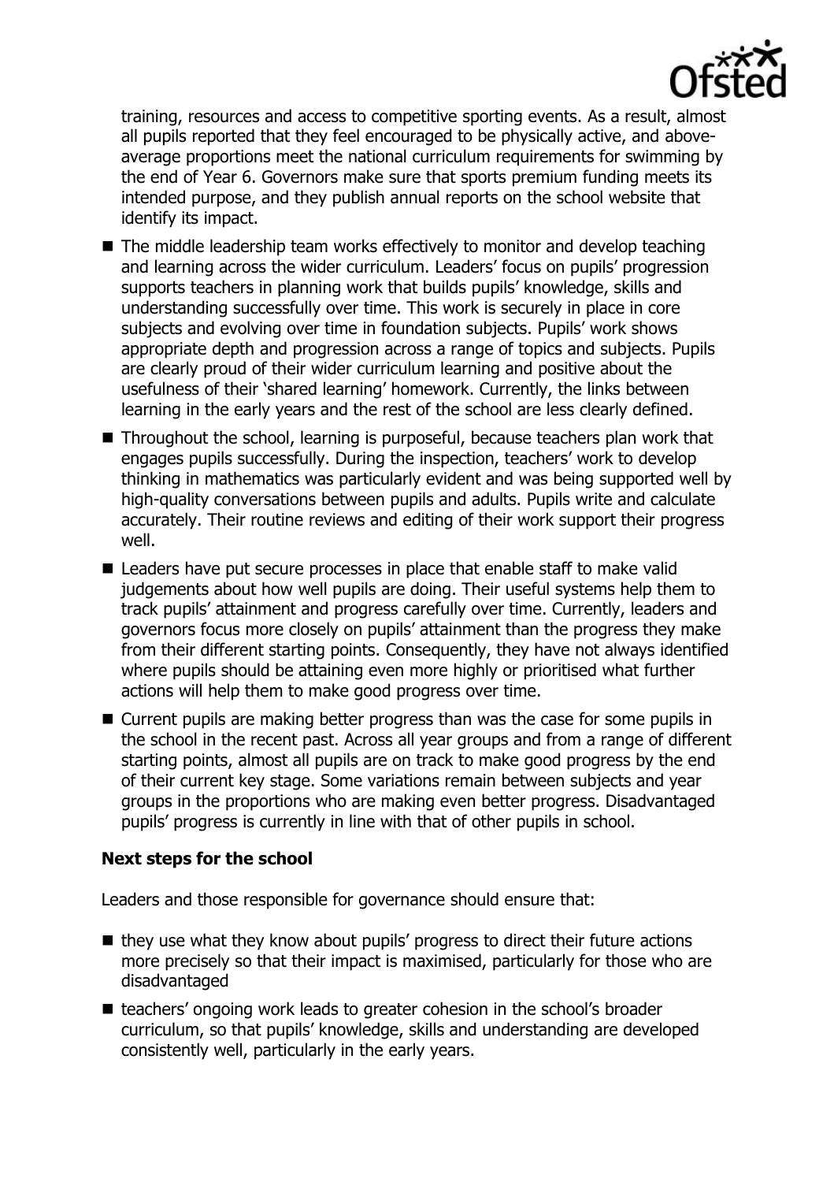training, resources and access to competitive sporting events. As a result, almost all pupils reported that they feel encouraged to be physically active, and above-average proportions meet the national curriculum requirements for swimming by the end of Year 6. Governors make sure that sports premium funding meets its intended purpose, and they publish annual reports on the school website that identify its impact.

- The middle leadership team works effectively to monitor and develop teaching and learning across the wider curriculum. Leaders' focus on pupils' progression supports teachers in planning work that builds pupils' knowledge, skills and understanding successfully over time. This work is securely in place in core subjects and evolving over time in foundation subjects. Pupils' work shows appropriate depth and progression across a range of topics and subjects. Pupils are clearly proud of their wider curriculum learning and positive about the usefulness of their 'shared learning' homework. Currently, the links between learning in the early years and the rest of the school are less clearly defined.
- Throughout the school, learning is purposeful, because teachers plan work that engages pupils successfully. During the inspection, teachers' work to develop thinking in mathematics was particularly evident and was being supported well by high-quality conversations between pupils and adults. Pupils write and calculate accurately. Their routine reviews and editing of their work support their progress well.
- Leaders have put secure processes in place that enable staff to make valid judgements about how well pupils are doing. Their useful systems help them to track pupils' attainment and progress carefully over time. Currently, leaders and governors focus more closely on pupils' attainment than the progress they make from their different starting points. Consequently, they have not always identified where pupils should be attaining even more highly or prioritised what further actions will help them to make good progress over time.
- Current pupils are making better progress than was the case for some pupils in the school in the recent past. Across all year groups and from a range of different starting points, almost all pupils are on track to make good progress by the end of their current key stage. Some variations remain between subjects and year groups in the proportions who are making even better progress. Disadvantaged pupils' progress is currently in line with that of other pupils in school.

**Next steps for the school**

Leaders and those responsible for governance should ensure that:

- they use what they know about pupils' progress to direct their future actions more precisely so that their impact is maximised, particularly for those who are disadvantaged
- teachers' ongoing work leads to greater cohesion in the school's broader curriculum, so that pupils' knowledge, skills and understanding are developed consistently well, particularly in the early years.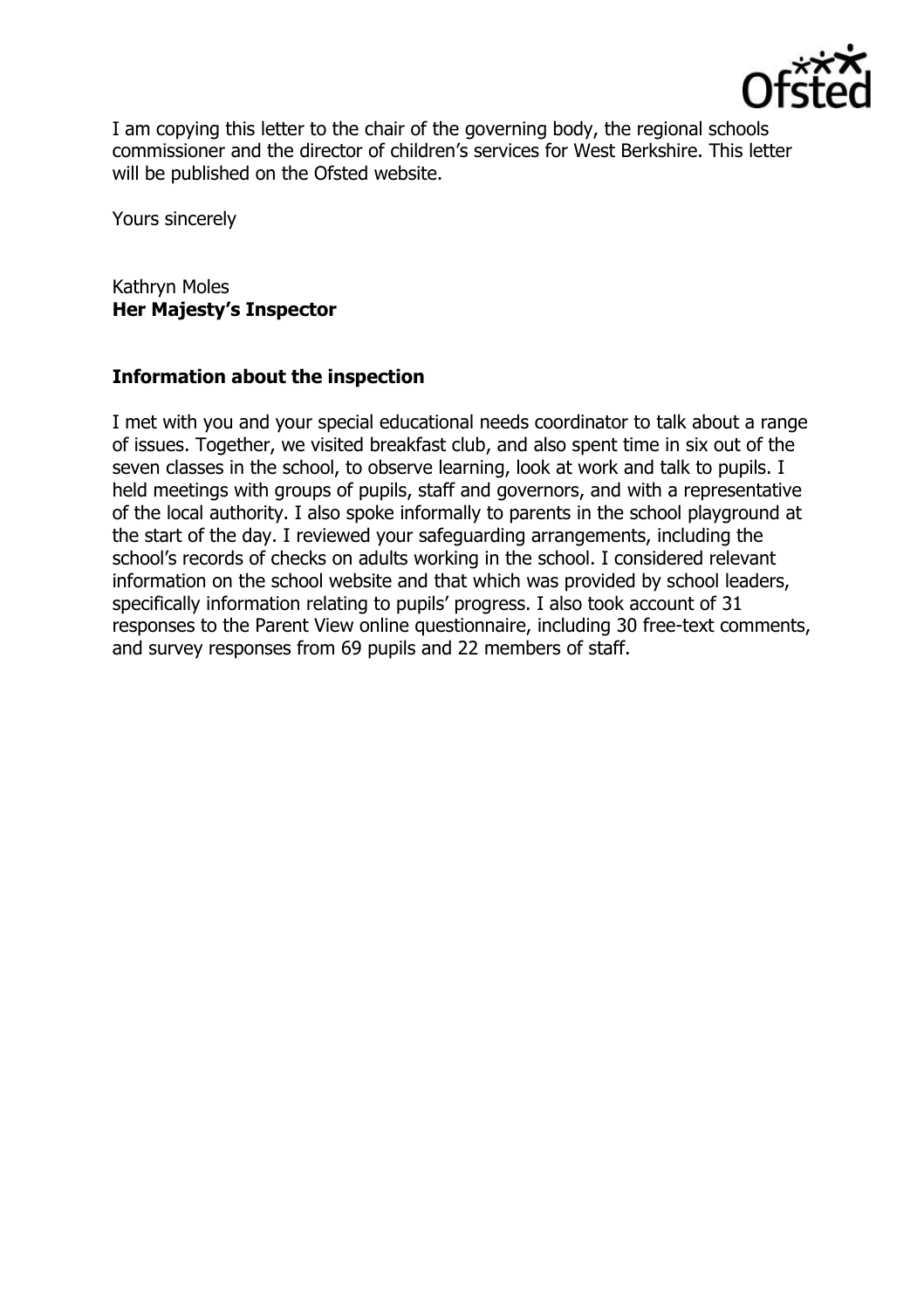I am copying this letter to the chair of the governing body, the regional schools commissioner and the director of children's services for West Berkshire. This letter will be published on the Ofsted website.

Yours sincerely

Kathryn Moles
**Her Majesty's Inspector**

### Information about the inspection

I met with you and your special educational needs coordinator to talk about a range of issues. Together, we visited breakfast club, and also spent time in six out of the seven classes in the school, to observe learning, look at work and talk to pupils. I held meetings with groups of pupils, staff and governors, and with a representative of the local authority. I also spoke informally to parents in the school playground at the start of the day. I reviewed your safeguarding arrangements, including the school's records of checks on adults working in the school. I considered relevant information on the school website and that which was provided by school leaders, specifically information relating to pupils' progress. I also took account of 31 responses to the Parent View online questionnaire, including 30 free-text comments, and survey responses from 69 pupils and 22 members of staff.